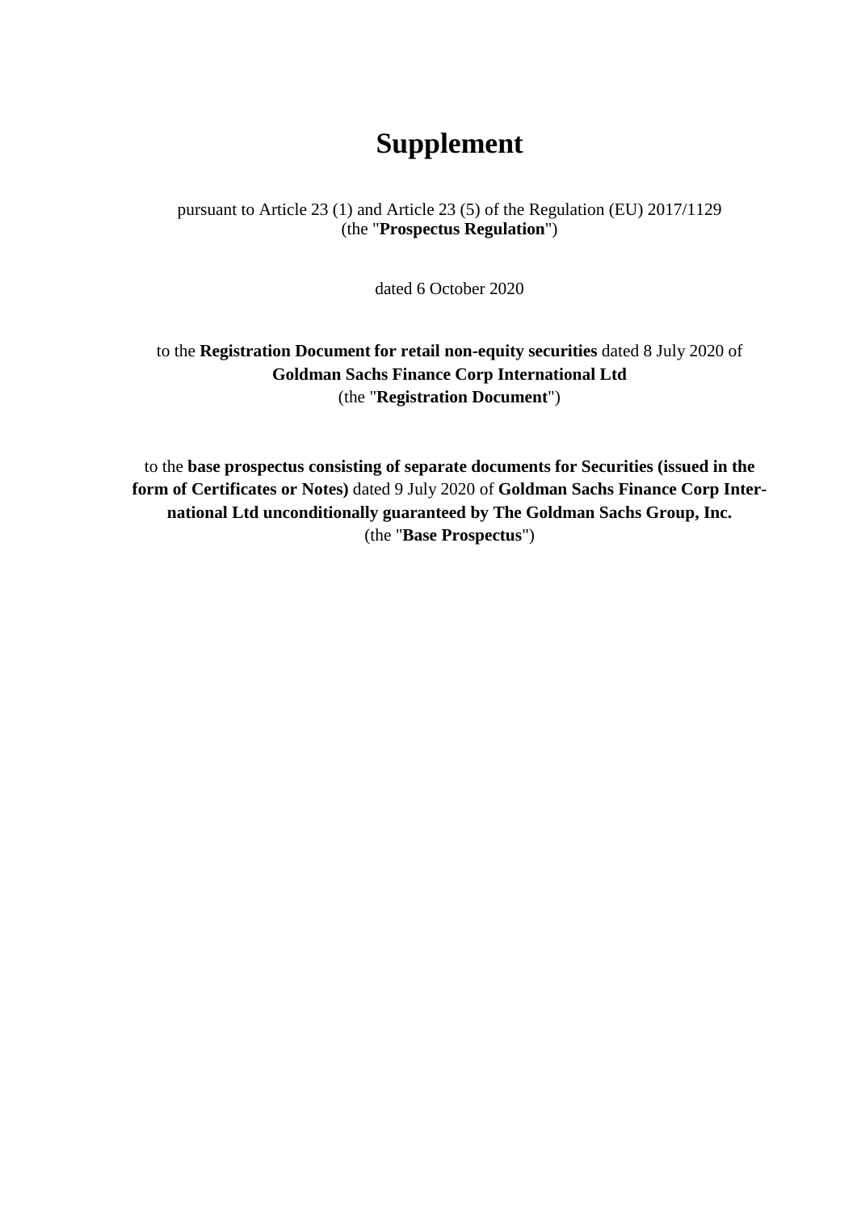# Supplement

pursuant to Article 23 (1) and Article 23 (5) of the Regulation (EU) 2017/1129
(the "**Prospectus Regulation**")

dated 6 October 2020

to the **Registration Document for retail non-equity securities** dated 8 July 2020 of
**Goldman Sachs Finance Corp International Ltd**
(the "**Registration Document**")

to the **base prospectus consisting of separate documents for Securities (issued in the form of Certificates or Notes)** dated 9 July 2020 of **Goldman Sachs Finance Corp International Ltd unconditionally guaranteed by The Goldman Sachs Group, Inc.**
(the "**Base Prospectus**")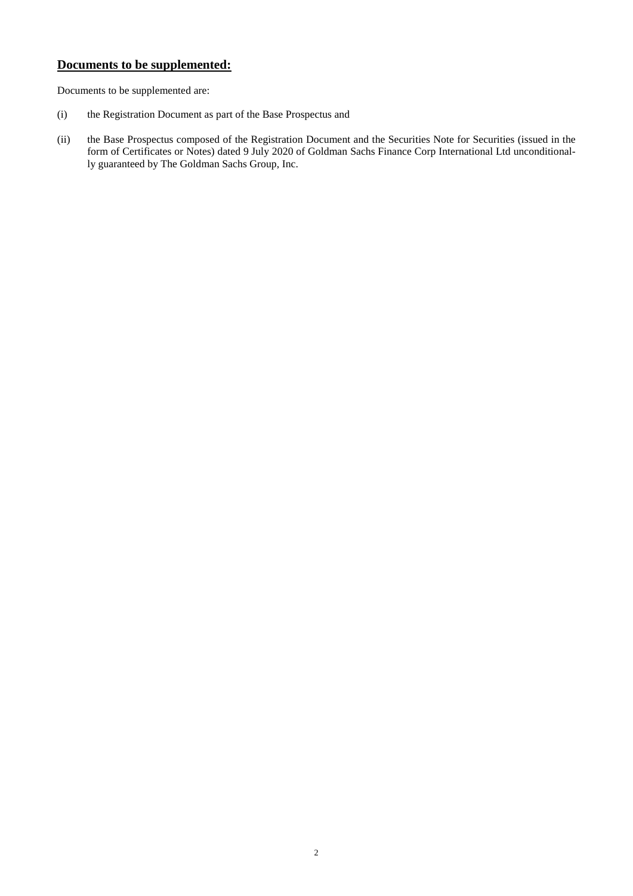## **Documents to be supplemented:**

Documents to be supplemented are:

(i) the Registration Document as part of the Base Prospectus and

(ii) the Base Prospectus composed of the Registration Document and the Securities Note for Securities (issued in the form of Certificates or Notes) dated 9 July 2020 of Goldman Sachs Finance Corp International Ltd unconditionally guaranteed by The Goldman Sachs Group, Inc.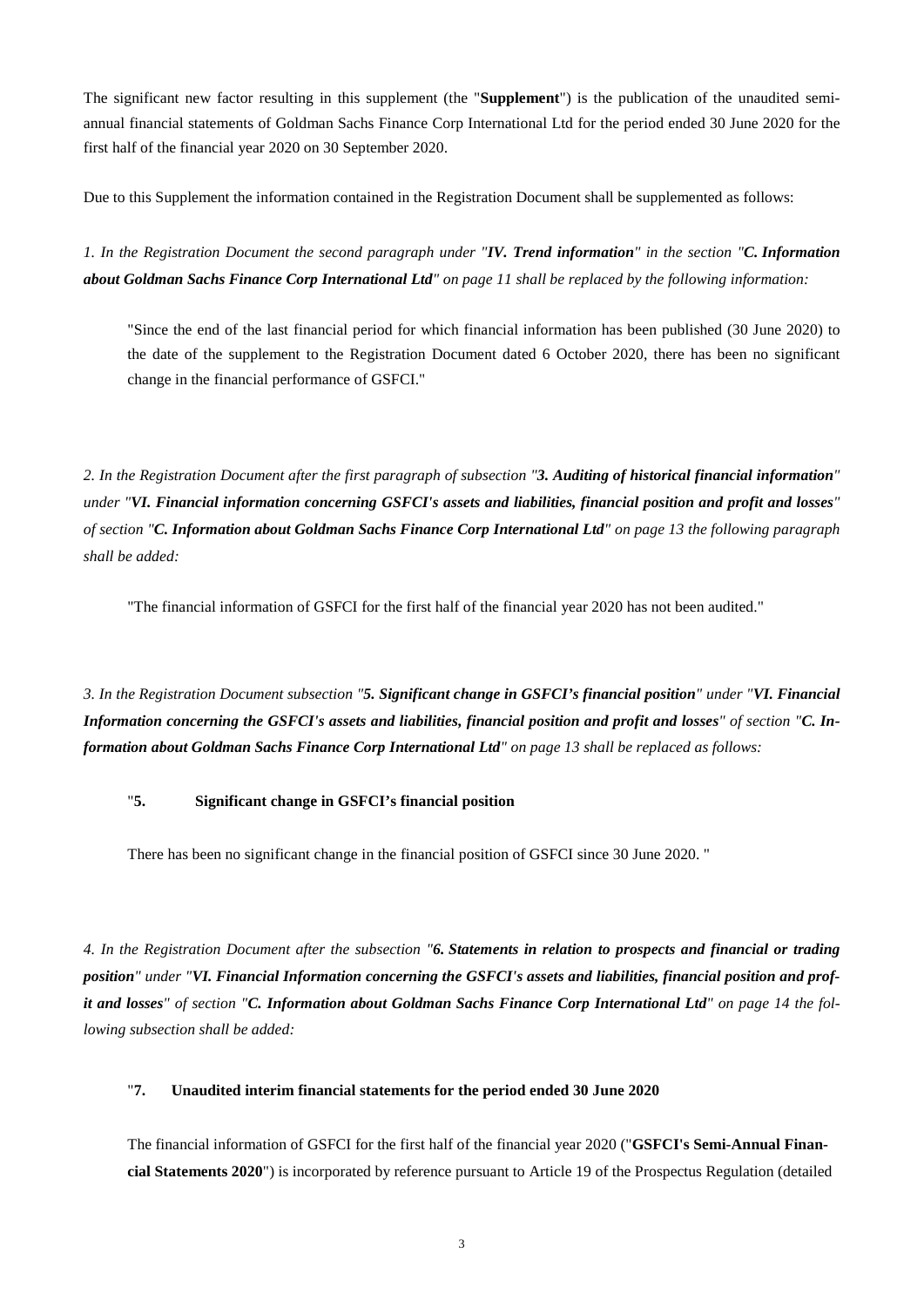The significant new factor resulting in this supplement (the "**Supplement**") is the publication of the unaudited semi-annual financial statements of Goldman Sachs Finance Corp International Ltd for the period ended 30 June 2020 for the first half of the financial year 2020 on 30 September 2020.

Due to this Supplement the information contained in the Registration Document shall be supplemented as follows:

*1. In the Registration Document the second paragraph under "**IV. Trend information**" in the section "**C. Information about Goldman Sachs Finance Corp International Ltd**" on page 11 shall be replaced by the following information:*

> "Since the end of the last financial period for which financial information has been published (30 June 2020) to the date of the supplement to the Registration Document dated 6 October 2020, there has been no significant change in the financial performance of GSFCI."

*2. In the Registration Document after the first paragraph of subsection "**3. Auditing of historical financial information**" under "**VI. Financial information concerning GSFCI's assets and liabilities, financial position and profit and losses**" of section "**C. Information about Goldman Sachs Finance Corp International Ltd**" on page 13 the following paragraph shall be added:*

> "The financial information of GSFCI for the first half of the financial year 2020 has not been audited."

*3. In the Registration Document subsection "**5. Significant change in GSFCI's financial position**" under "**VI. Financial Information concerning the GSFCI's assets and liabilities, financial position and profit and losses**" of section "**C. Information about Goldman Sachs Finance Corp International Ltd**" on page 13 shall be replaced as follows:*

> "**5. Significant change in GSFCI's financial position**
>
> There has been no significant change in the financial position of GSFCI since 30 June 2020. "

*4. In the Registration Document after the subsection "**6. Statements in relation to prospects and financial or trading position**" under "**VI. Financial Information concerning the GSFCI's assets and liabilities, financial position and profit and losses**" of section "**C. Information about Goldman Sachs Finance Corp International Ltd**" on page 14 the following subsection shall be added:*

> "**7. Unaudited interim financial statements for the period ended 30 June 2020**
>
> The financial information of GSFCI for the first half of the financial year 2020 ("**GSFCI's Semi-Annual Financial Statements 2020**") is incorporated by reference pursuant to Article 19 of the Prospectus Regulation (detailed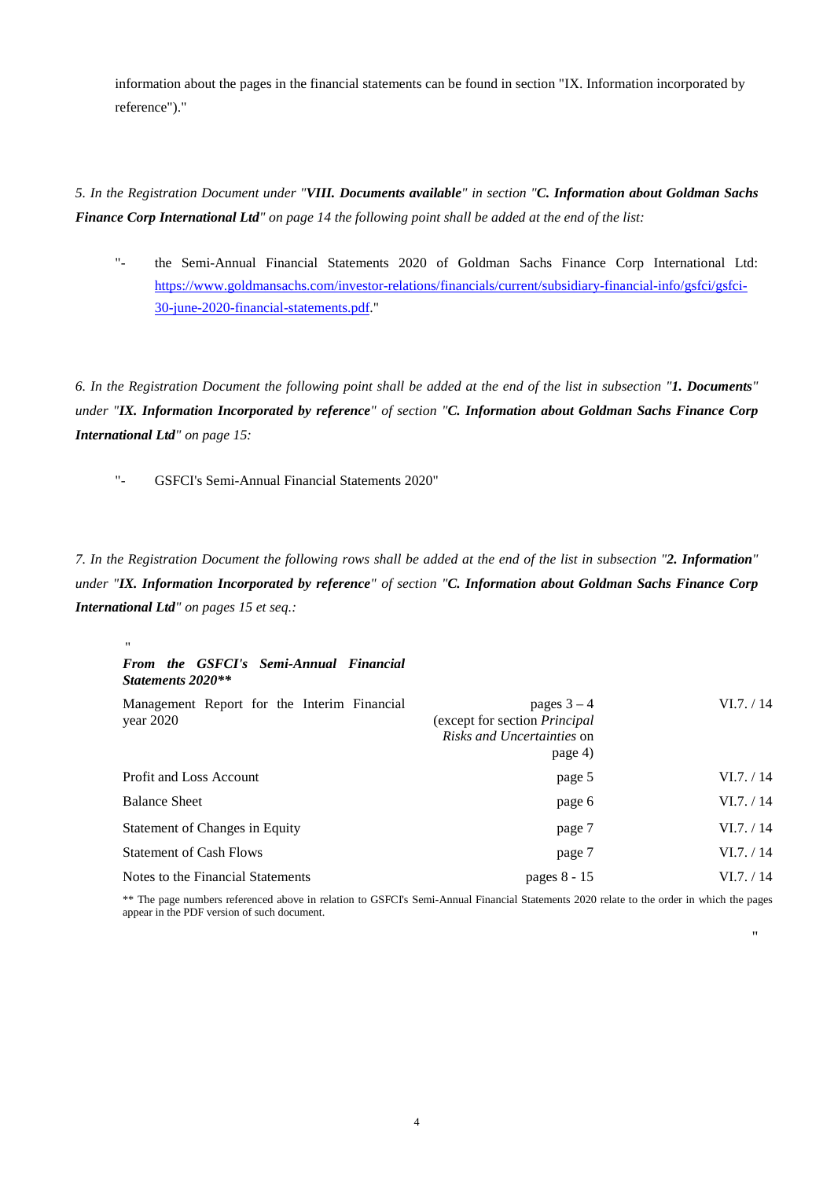information about the pages in the financial statements can be found in section "IX. Information incorporated by reference")."

*5. In the Registration Document under "**VIII. Documents available**" in section "**C. Information about Goldman Sachs Finance Corp International Ltd**" on page 14 the following point shall be added at the end of the list:*

"- the Semi-Annual Financial Statements 2020 of Goldman Sachs Finance Corp International Ltd: https://www.goldmansachs.com/investor-relations/financials/current/subsidiary-financial-info/gsfci/gsfci-30-june-2020-financial-statements.pdf."

*6. In the Registration Document the following point shall be added at the end of the list in subsection "**1. Documents**" under "**IX. Information Incorporated by reference**" of section "**C. Information about Goldman Sachs Finance Corp International Ltd**" on page 15:*

"- GSFCI's Semi-Annual Financial Statements 2020"

*7. In the Registration Document the following rows shall be added at the end of the list in subsection "**2. Information**" under "**IX. Information Incorporated by reference**" of section "**C. Information about Goldman Sachs Finance Corp International Ltd**" on pages 15 et seq.:*

"

| ***From the GSFCI's Semi-Annual Financial Statements 2020**** | | |
|---|---|---|
| Management Report for the Interim Financial year 2020 | pages 3 – 4 (except for section *Principal Risks and Uncertainties* on page 4) | VI.7. / 14 |
| Profit and Loss Account | page 5 | VI.7. / 14 |
| Balance Sheet | page 6 | VI.7. / 14 |
| Statement of Changes in Equity | page 7 | VI.7. / 14 |
| Statement of Cash Flows | page 7 | VI.7. / 14 |
| Notes to the Financial Statements | pages 8 - 15 | VI.7. / 14 |

** The page numbers referenced above in relation to GSFCI's Semi-Annual Financial Statements 2020 relate to the order in which the pages appear in the PDF version of such document.

"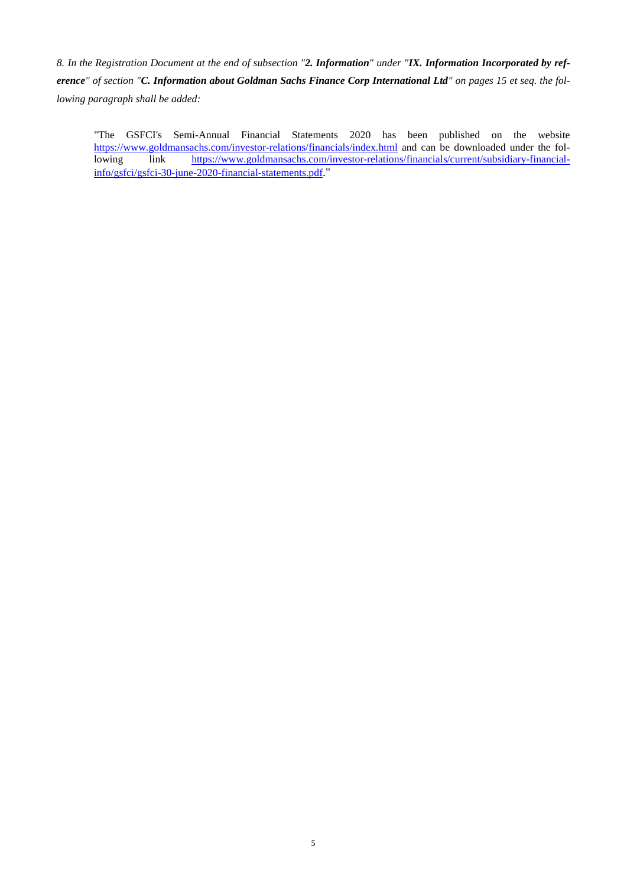*8. In the Registration Document at the end of subsection "**2. Information**" under "**IX. Information Incorporated by reference**" of section "**C. Information about Goldman Sachs Finance Corp International Ltd**" on pages 15 et seq. the following paragraph shall be added:*

> "The GSFCI's Semi-Annual Financial Statements 2020 has been published on the website https://www.goldmansachs.com/investor-relations/financials/index.html and can be downloaded under the following link https://www.goldmansachs.com/investor-relations/financials/current/subsidiary-financial-info/gsfci/gsfci-30-june-2020-financial-statements.pdf."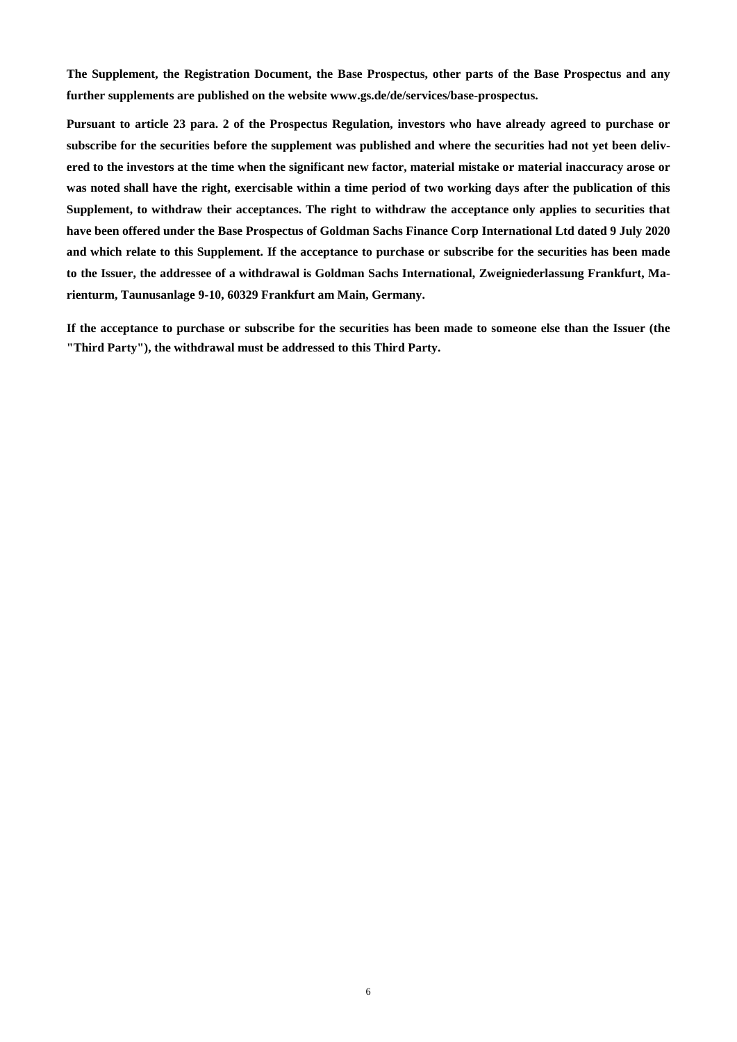**The Supplement, the Registration Document, the Base Prospectus, other parts of the Base Prospectus and any further supplements are published on the website www.gs.de/de/services/base-prospectus.**

**Pursuant to article 23 para. 2 of the Prospectus Regulation, investors who have already agreed to purchase or subscribe for the securities before the supplement was published and where the securities had not yet been delivered to the investors at the time when the significant new factor, material mistake or material inaccuracy arose or was noted shall have the right, exercisable within a time period of two working days after the publication of this Supplement, to withdraw their acceptances. The right to withdraw the acceptance only applies to securities that have been offered under the Base Prospectus of Goldman Sachs Finance Corp International Ltd dated 9 July 2020 and which relate to this Supplement. If the acceptance to purchase or subscribe for the securities has been made to the Issuer, the addressee of a withdrawal is Goldman Sachs International, Zweigniederlassung Frankfurt, Marienturm, Taunusanlage 9-10, 60329 Frankfurt am Main, Germany.**

**If the acceptance to purchase or subscribe for the securities has been made to someone else than the Issuer (the "Third Party"), the withdrawal must be addressed to this Third Party.**